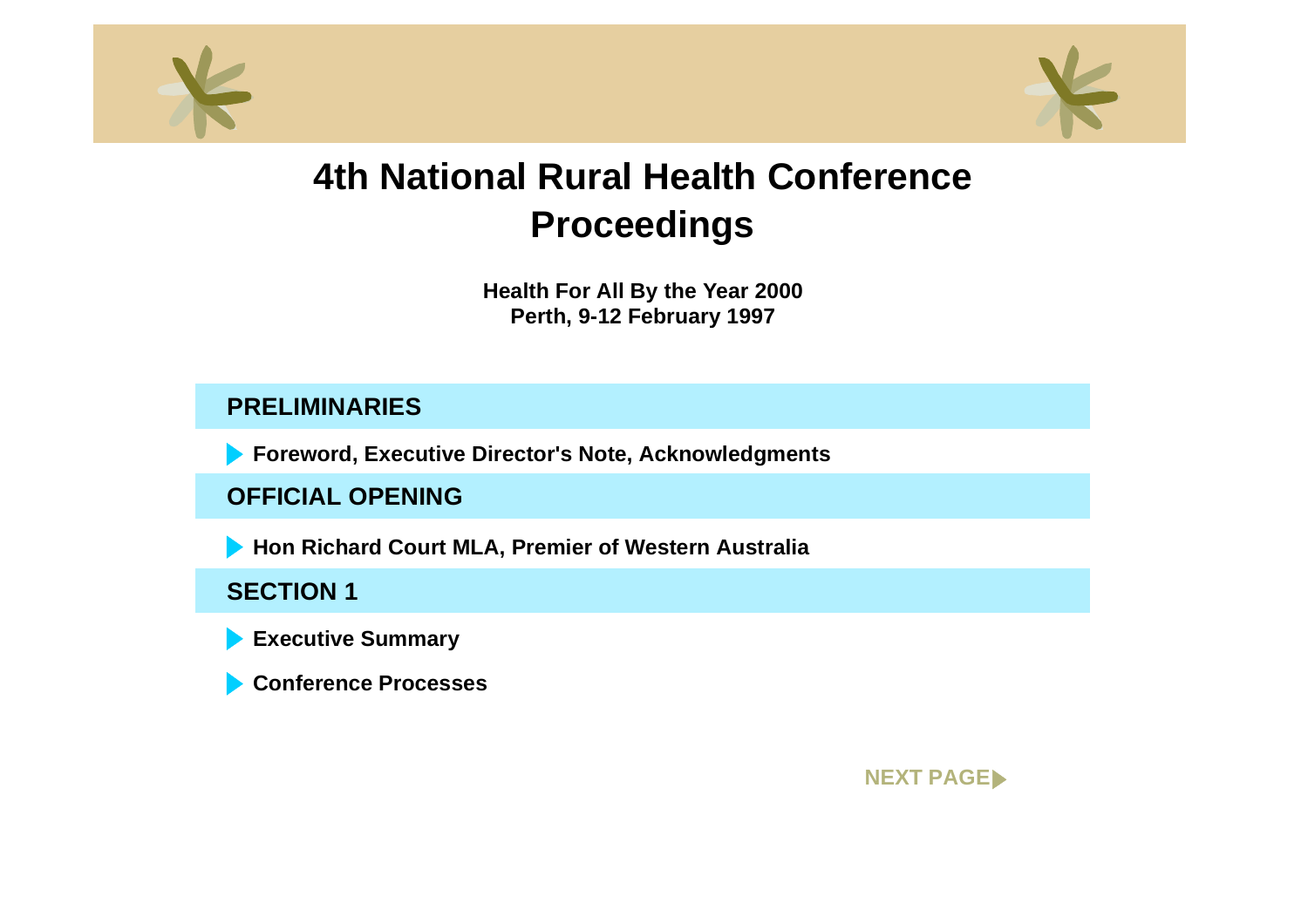# 4th National Rural Health Conference Proceedings

**Health For All By the Year 2000**
**Perth, 9-12 February 1997**

## PRELIMINARIES

- **Foreword, Executive Director's Note, Acknowledgments**

## OFFICIAL OPENING

- **Hon Richard Court MLA, Premier of Western Australia**

## SECTION 1

- **Executive Summary**
- **Conference Processes**

**NEXT PAGE**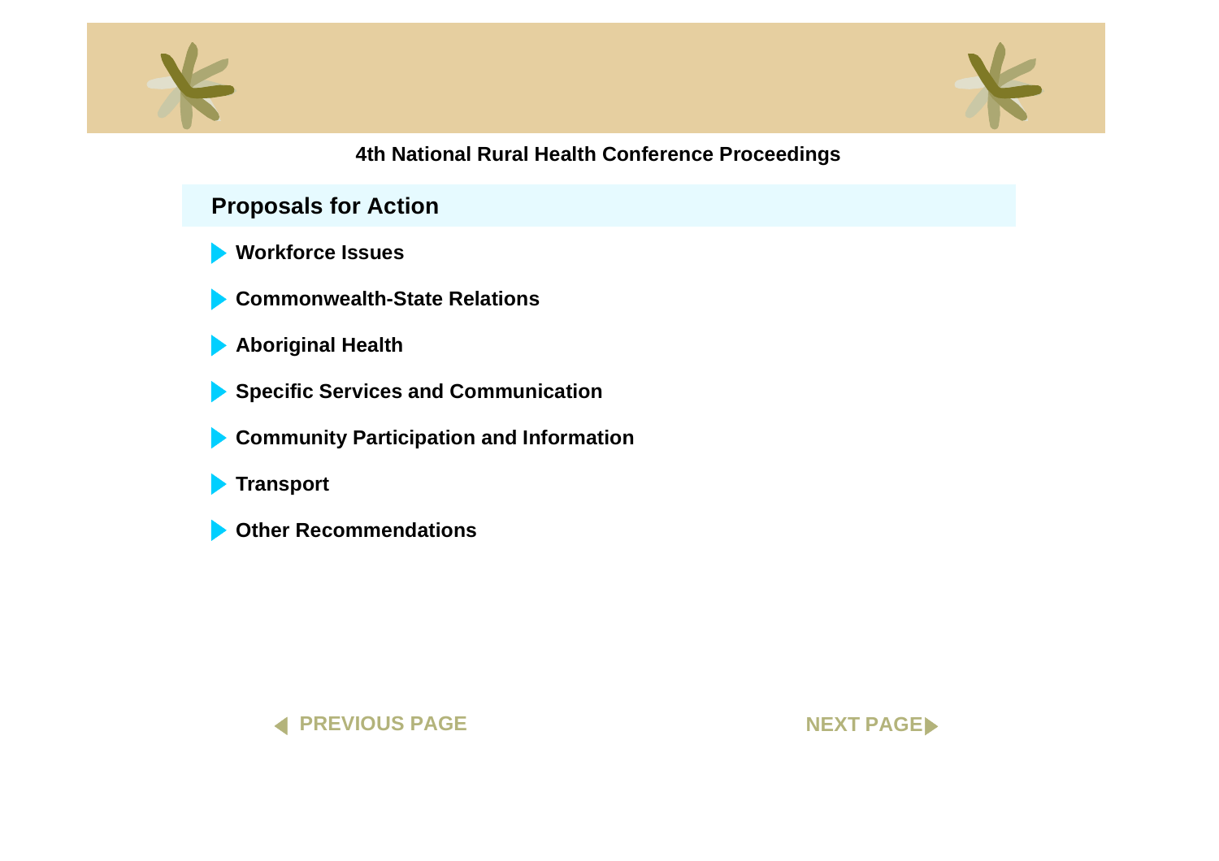## Proposals for Action

- **Workforce Issues**
- **Commonwealth-State Relations**
- **Aboriginal Health**
- **Specific Services and Communication**
- **Community Participation and Information**
- **Transport**
- **Other Recommendations**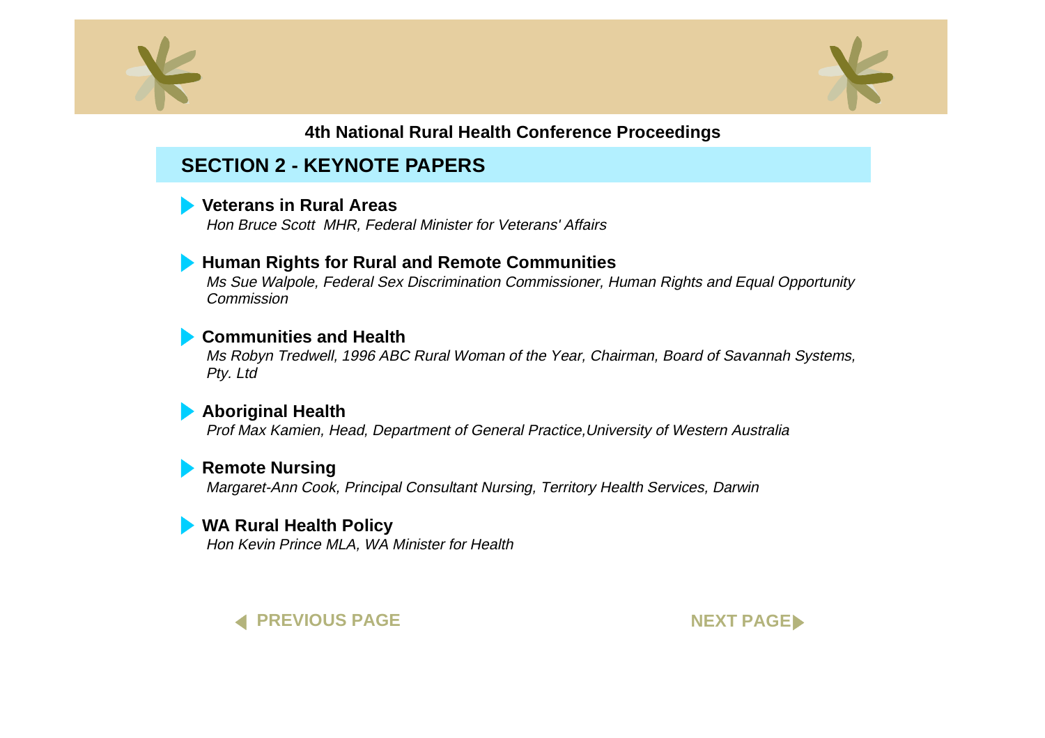## SECTION 2 - KEYNOTE PAPERS

### Veterans in Rural Areas

*Hon Bruce Scott MHR, Federal Minister for Veterans' Affairs*

### Human Rights for Rural and Remote Communities

*Ms Sue Walpole, Federal Sex Discrimination Commissioner, Human Rights and Equal Opportunity Commission*

### Communities and Health

*Ms Robyn Tredwell, 1996 ABC Rural Woman of the Year, Chairman, Board of Savannah Systems, Pty. Ltd*

### Aboriginal Health

*Prof Max Kamien, Head, Department of General Practice,University of Western Australia*

### Remote Nursing

*Margaret-Ann Cook, Principal Consultant Nursing, Territory Health Services, Darwin*

### WA Rural Health Policy

*Hon Kevin Prince MLA, WA Minister for Health*

PREVIOUS PAGE NEXT PAGE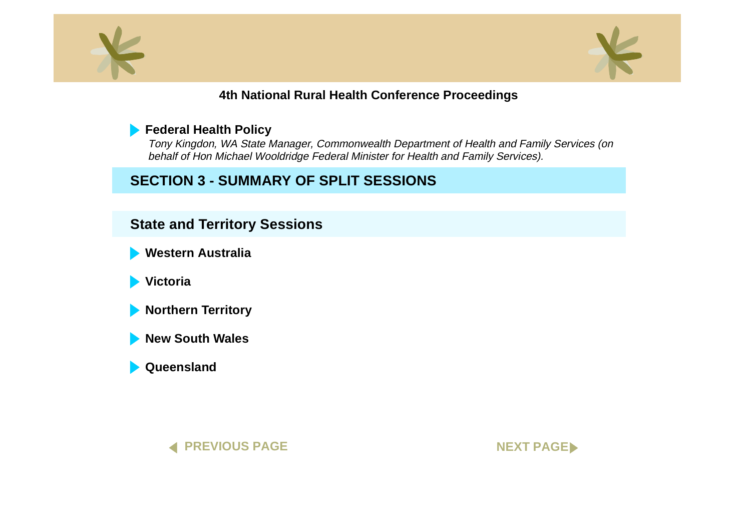- **Federal Health Policy**
  *Tony Kingdon, WA State Manager, Commonwealth Department of Health and Family Services (on behalf of Hon Michael Wooldridge Federal Minister for Health and Family Services).*

## SECTION 3 - SUMMARY OF SPLIT SESSIONS

### State and Territory Sessions

- **Western Australia**
- **Victoria**
- **Northern Territory**
- **New South Wales**
- **Queensland**

PREVIOUS PAGE

NEXT PAGE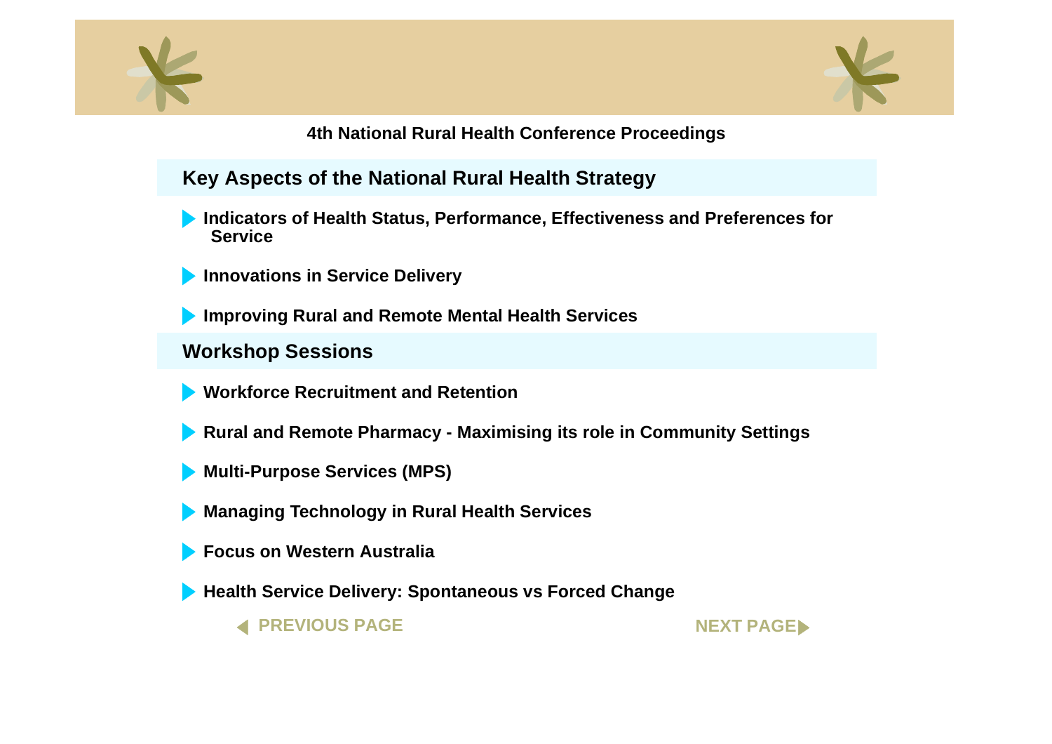4th National Rural Health Conference Proceedings

## Key Aspects of the National Rural Health Strategy

- Indicators of Health Status, Performance, Effectiveness and Preferences for Service
- Innovations in Service Delivery
- Improving Rural and Remote Mental Health Services

## Workshop Sessions

- Workforce Recruitment and Retention
- Rural and Remote Pharmacy - Maximising its role in Community Settings
- Multi-Purpose Services (MPS)
- Managing Technology in Rural Health Services
- Focus on Western Australia
- Health Service Delivery: Spontaneous vs Forced Change

PREVIOUS PAGE    NEXT PAGE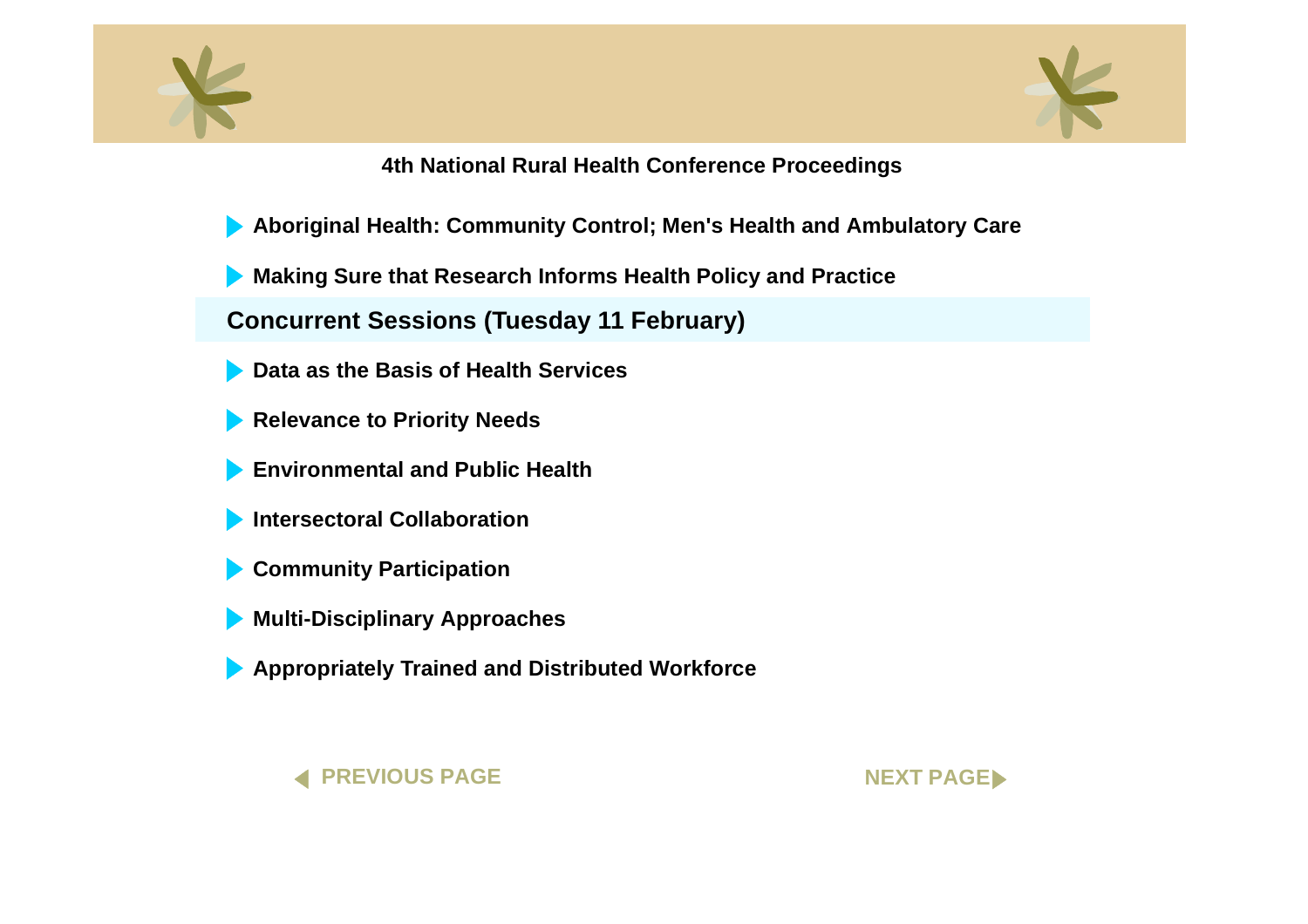**4th National Rural Health Conference Proceedings**

- **Aboriginal Health: Community Control; Men's Health and Ambulatory Care**
- **Making Sure that Research Informs Health Policy and Practice**

## Concurrent Sessions (Tuesday 11 February)

- **Data as the Basis of Health Services**
- **Relevance to Priority Needs**
- **Environmental and Public Health**
- **Intersectoral Collaboration**
- **Community Participation**
- **Multi-Disciplinary Approaches**
- **Appropriately Trained and Distributed Workforce**

PREVIOUS PAGE NEXT PAGE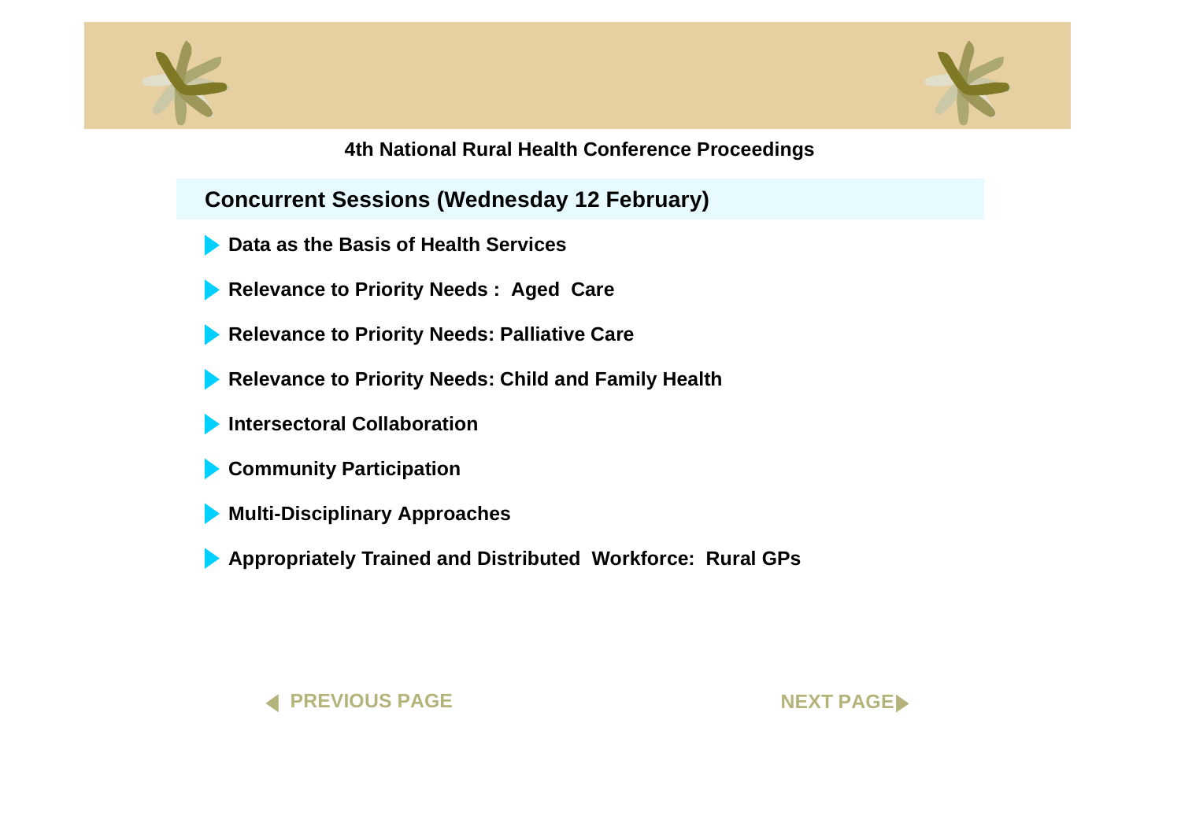4th National Rural Health Conference Proceedings

## Concurrent Sessions (Wednesday 12 February)

- **Data as the Basis of Health Services**
- **Relevance to Priority Needs : Aged Care**
- **Relevance to Priority Needs: Palliative Care**
- **Relevance to Priority Needs: Child and Family Health**
- **Intersectoral Collaboration**
- **Community Participation**
- **Multi-Disciplinary Approaches**
- **Appropriately Trained and Distributed Workforce: Rural GPs**

PREVIOUS PAGE

NEXT PAGE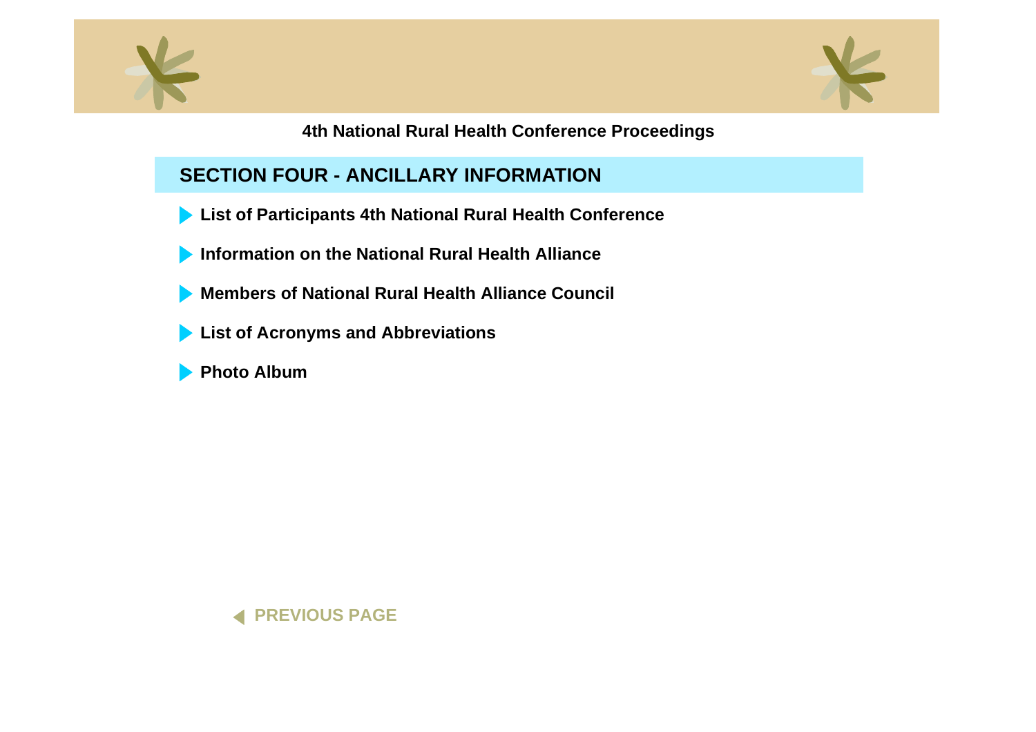**4th National Rural Health Conference Proceedings**

## SECTION FOUR - ANCILLARY INFORMATION

- **List of Participants 4th National Rural Health Conference**
- **Information on the National Rural Health Alliance**
- **Members of National Rural Health Alliance Council**
- **List of Acronyms and Abbreviations**
- **Photo Album**

**PREVIOUS PAGE**